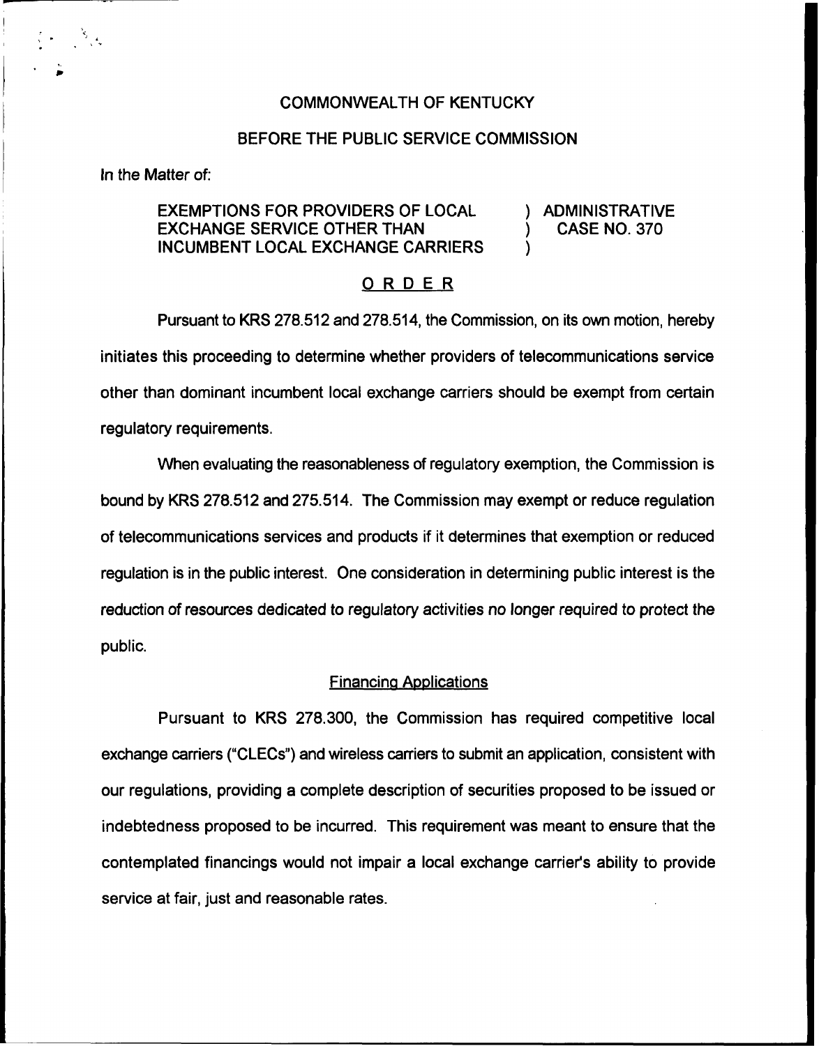COMMONWEALTH OF KENTUCKY

BEFORE THE PUBLIC SERVICE COMMISSION

In the Matter of:

| | |
|---|---|
| EXEMPTIONS FOR PROVIDERS OF LOCAL EXCHANGE SERVICE OTHER THAN INCUMBENT LOCAL EXCHANGE CARRIERS | ) ADMINISTRATIVE ) CASE NO. 370 ) |

## ORDER

Pursuant to KRS 278.512 and 278.514, the Commission, on its own motion, hereby initiates this proceeding to determine whether providers of telecommunications service other than dominant incumbent local exchange carriers should be exempt from certain regulatory requirements.

When evaluating the reasonableness of regulatory exemption, the Commission is bound by KRS 278.512 and 275.514. The Commission may exempt or reduce regulation of telecommunications services and products if it determines that exemption or reduced regulation is in the public interest. One consideration in determining public interest is the reduction of resources dedicated to regulatory activities no longer required to protect the public.

### Financing Applications

Pursuant to KRS 278.300, the Commission has required competitive local exchange carriers ("CLECs") and wireless carriers to submit an application, consistent with our regulations, providing a complete description of securities proposed to be issued or indebtedness proposed to be incurred. This requirement was meant to ensure that the contemplated financings would not impair a local exchange carrier's ability to provide service at fair, just and reasonable rates.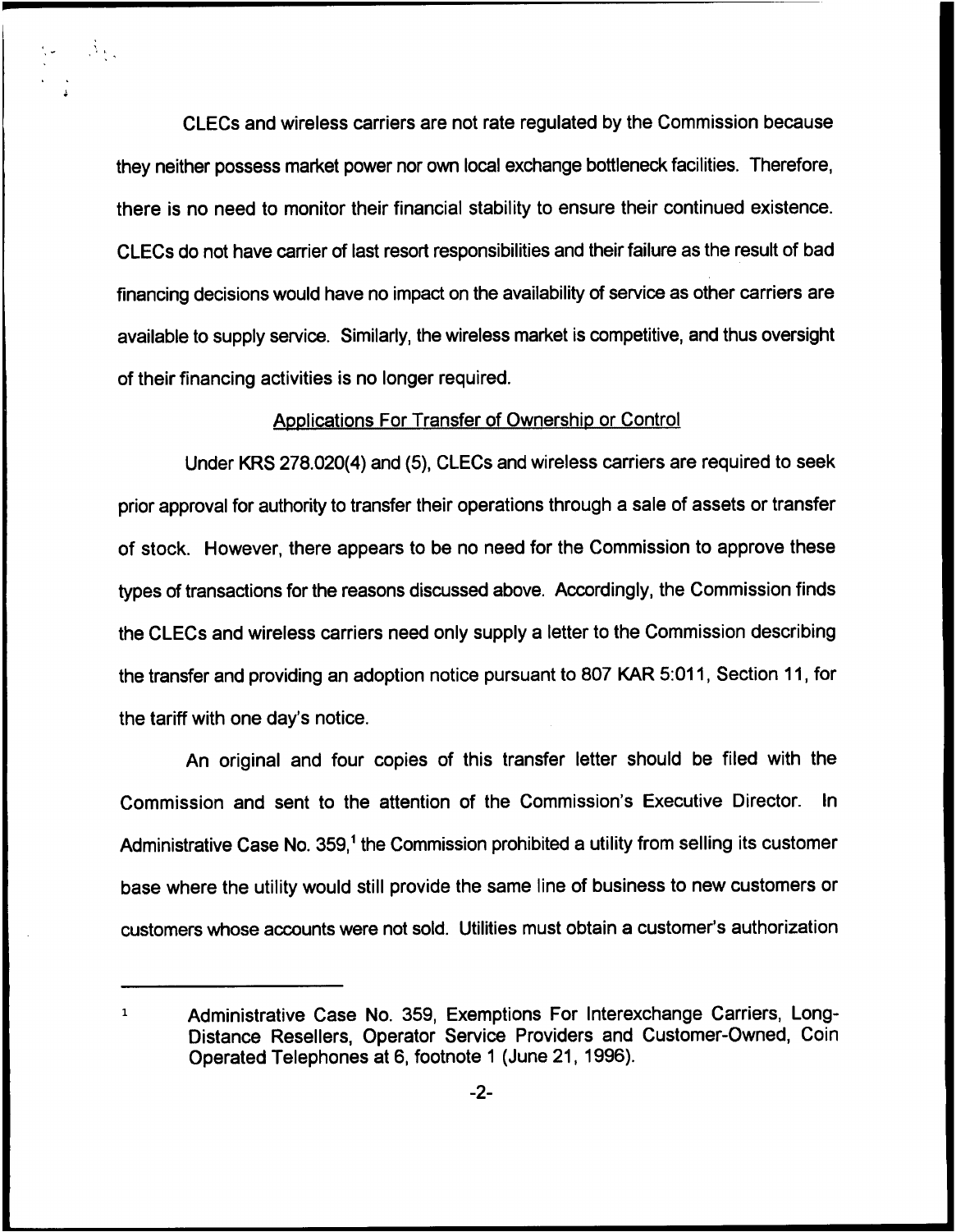CLECs and wireless carriers are not rate regulated by the Commission because they neither possess market power nor own local exchange bottleneck facilities. Therefore, there is no need to monitor their financial stability to ensure their continued existence. CLECs do not have carrier of last resort responsibilities and their failure as the result of bad financing decisions would have no impact on the availability of service as other carriers are available to supply service. Similarly, the wireless market is competitive, and thus oversight of their financing activities is no longer required.

## Applications For Transfer of Ownership or Control

Under KRS 278.020(4) and (5), CLECs and wireless carriers are required to seek prior approval for authority to transfer their operations through a sale of assets or transfer of stock. However, there appears to be no need for the Commission to approve these types of transactions for the reasons discussed above. Accordingly, the Commission finds the CLECs and wireless carriers need only supply a letter to the Commission describing the transfer and providing an adoption notice pursuant to 807 KAR 5:011, Section 11, for the tariff with one day's notice.

An original and four copies of this transfer letter should be filed with the Commission and sent to the attention of the Commission's Executive Director. In Administrative Case No. 359,[1] the Commission prohibited a utility from selling its customer base where the utility would still provide the same line of business to new customers or customers whose accounts were not sold. Utilities must obtain a customer's authorization

[1] Administrative Case No. 359, Exemptions For Interexchange Carriers, Long-Distance Resellers, Operator Service Providers and Customer-Owned, Coin Operated Telephones at 6, footnote 1 (June 21, 1996).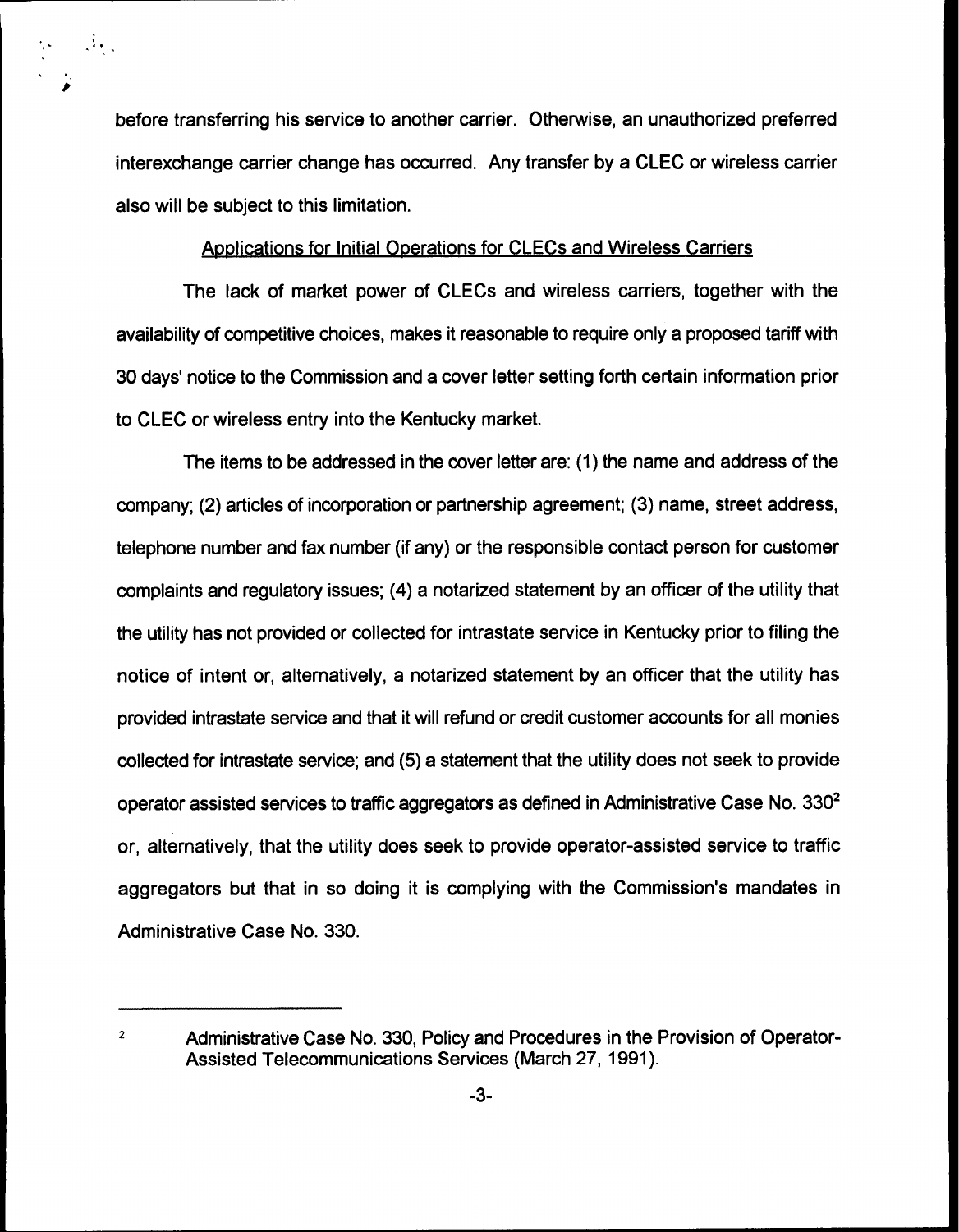before transferring his service to another carrier. Otherwise, an unauthorized preferred interexchange carrier change has occurred. Any transfer by a CLEC or wireless carrier also will be subject to this limitation.

## Applications for Initial Operations for CLECs and Wireless Carriers

The lack of market power of CLECs and wireless carriers, together with the availability of competitive choices, makes it reasonable to require only a proposed tariff with 30 days' notice to the Commission and a cover letter setting forth certain information prior to CLEC or wireless entry into the Kentucky market.

The items to be addressed in the cover letter are: (1) the name and address of the company; (2) articles of incorporation or partnership agreement; (3) name, street address, telephone number and fax number (if any) or the responsible contact person for customer complaints and regulatory issues; (4) a notarized statement by an officer of the utility that the utility has not provided or collected for intrastate service in Kentucky prior to filing the notice of intent or, alternatively, a notarized statement by an officer that the utility has provided intrastate service and that it will refund or credit customer accounts for all monies collected for intrastate service; and (5) a statement that the utility does not seek to provide operator assisted services to traffic aggregators as defined in Administrative Case No. 330[2] or, alternatively, that the utility does seek to provide operator-assisted service to traffic aggregators but that in so doing it is complying with the Commission's mandates in Administrative Case No. 330.

---

[2] Administrative Case No. 330, Policy and Procedures in the Provision of Operator-Assisted Telecommunications Services (March 27, 1991).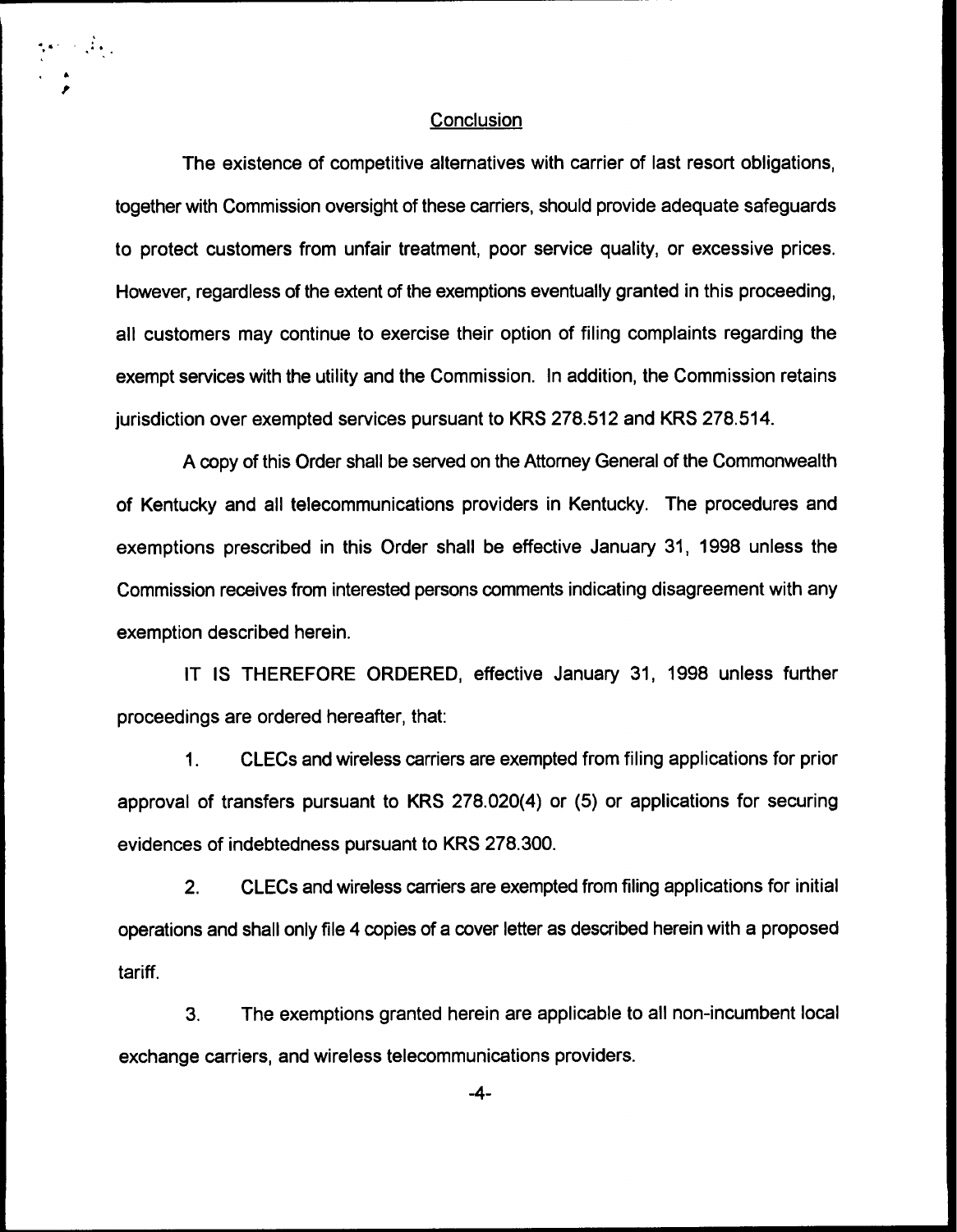## Conclusion

The existence of competitive alternatives with carrier of last resort obligations, together with Commission oversight of these carriers, should provide adequate safeguards to protect customers from unfair treatment, poor service quality, or excessive prices. However, regardless of the extent of the exemptions eventually granted in this proceeding, all customers may continue to exercise their option of filing complaints regarding the exempt services with the utility and the Commission. In addition, the Commission retains jurisdiction over exempted services pursuant to KRS 278.512 and KRS 278.514.

A copy of this Order shall be served on the Attorney General of the Commonwealth of Kentucky and all telecommunications providers in Kentucky. The procedures and exemptions prescribed in this Order shall be effective January 31, 1998 unless the Commission receives from interested persons comments indicating disagreement with any exemption described herein.

IT IS THEREFORE ORDERED, effective January 31, 1998 unless further proceedings are ordered hereafter, that:

1. CLECs and wireless carriers are exempted from filing applications for prior approval of transfers pursuant to KRS 278.020(4) or (5) or applications for securing evidences of indebtedness pursuant to KRS 278.300.

2. CLECs and wireless carriers are exempted from filing applications for initial operations and shall only file 4 copies of a cover letter as described herein with a proposed tariff.

3. The exemptions granted herein are applicable to all non-incumbent local exchange carriers, and wireless telecommunications providers.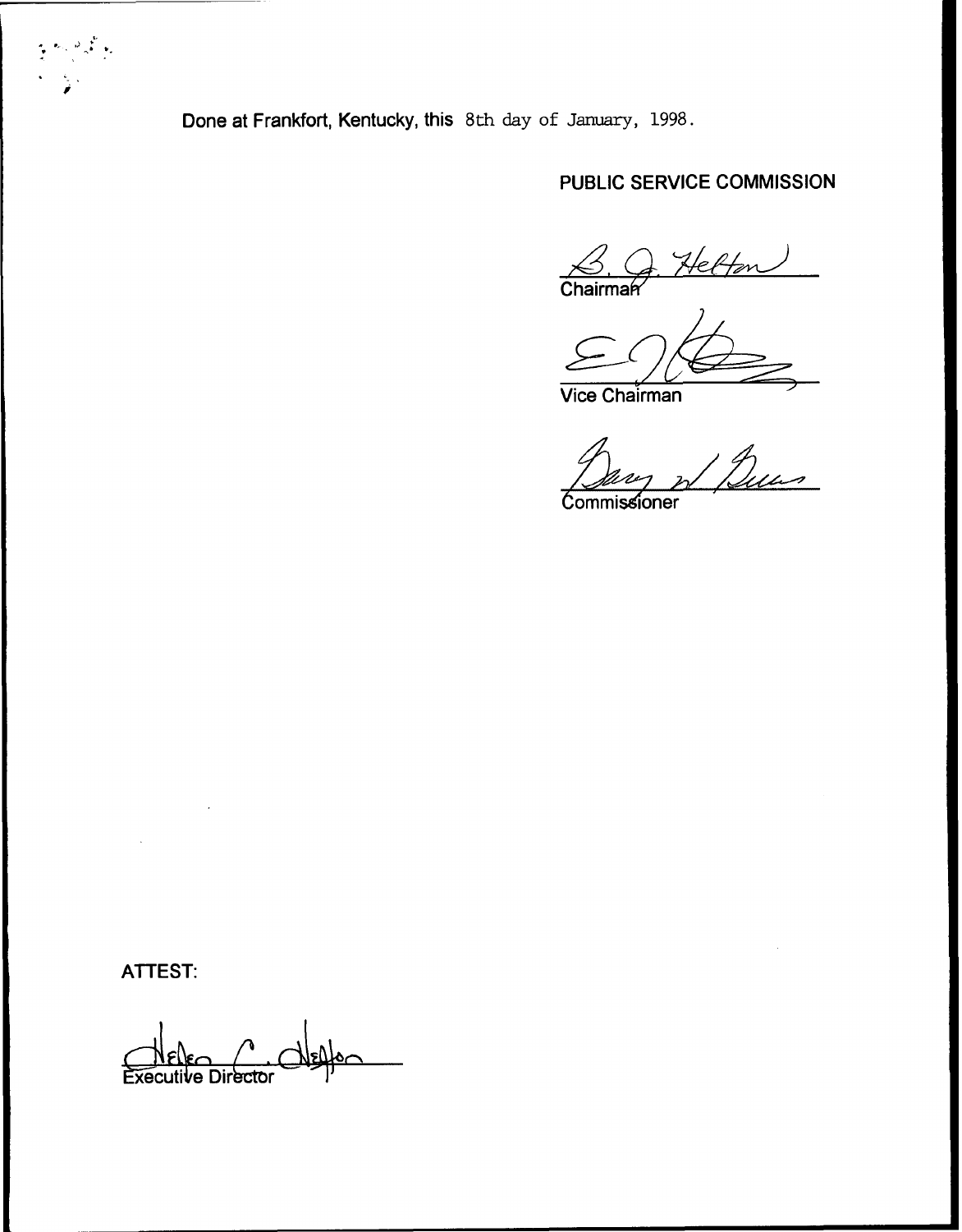Done at Frankfort, Kentucky, this 8th day of January, 1998.

PUBLIC SERVICE COMMISSION

Chairman

Vice Chairman

Commissioner

ATTEST:

Executive Director